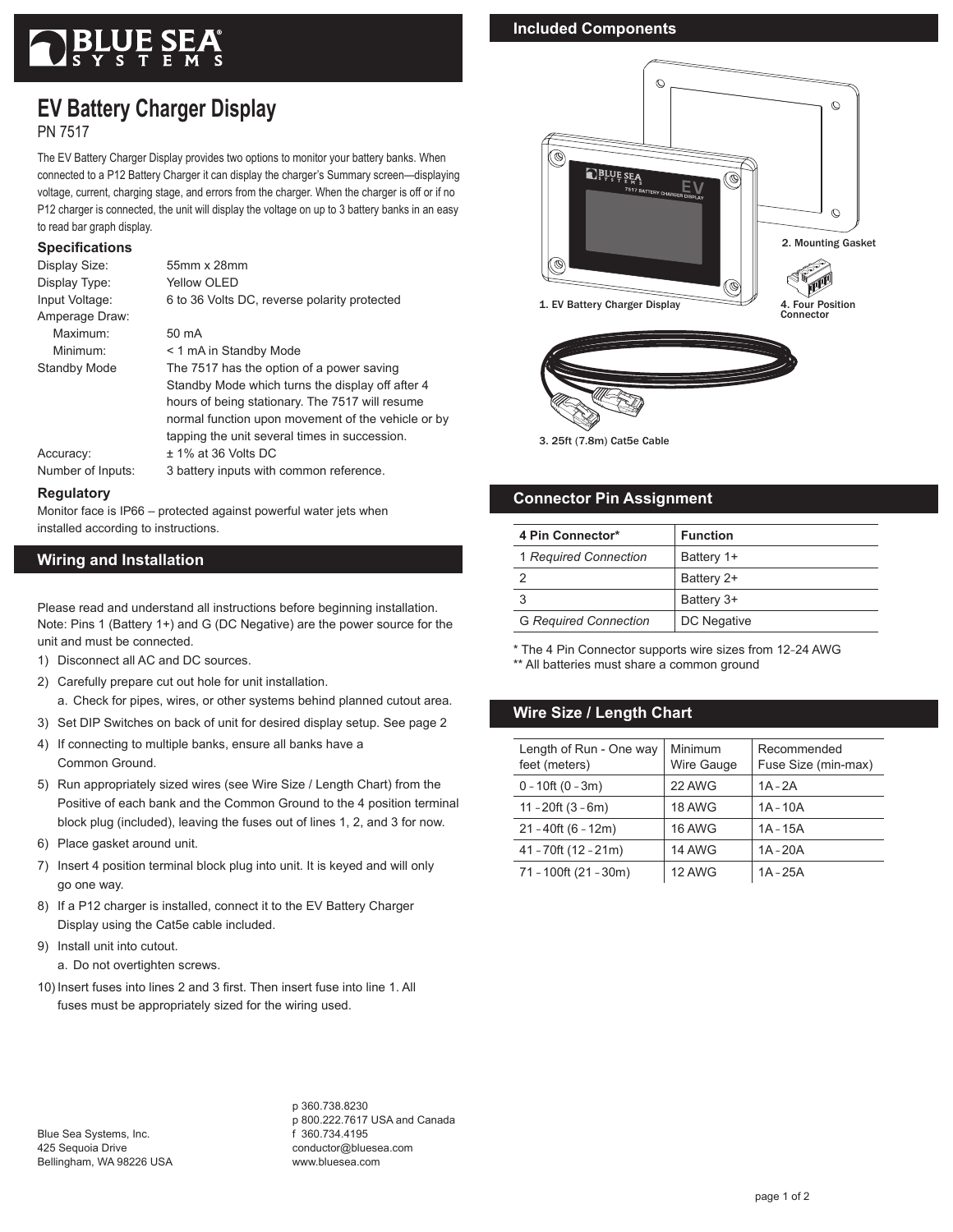# BLUE SEA SYSTEMS

## EV Battery Charger Display

PN 7517

The EV Battery Charger Display provides two options to monitor your battery banks. When connected to a P12 Battery Charger it can display the charger's Summary screen—displaying voltage, current, charging stage, and errors from the charger. When the charger is off or if no P12 charger is connected, the unit will display the voltage on up to 3 battery banks in an easy to read bar graph display.

### Specifications

| | |
|---|---|
| Display Size: | 55mm x 28mm |
| Display Type: | Yellow OLED |
| Input Voltage: | 6 to 36 Volts DC, reverse polarity protected |
| Amperage Draw: | |
| Maximum: | 50 mA |
| Minimum: | < 1 mA in Standby Mode |
| Standby Mode | The 7517 has the option of a power saving Standby Mode which turns the display off after 4 hours of being stationary. The 7517 will resume normal function upon movement of the vehicle or by tapping the unit several times in succession. |
| Accuracy: | ± 1% at 36 Volts DC |
| Number of Inputs: | 3 battery inputs with common reference. |

### Regulatory

Monitor face is IP66 – protected against powerful water jets when installed according to instructions.

## Wiring and Installation

Please read and understand all instructions before beginning installation. Note: Pins 1 (Battery 1+) and G (DC Negative) are the power source for the unit and must be connected.

1) Disconnect all AC and DC sources.
2) Carefully prepare cut out hole for unit installation.
   a. Check for pipes, wires, or other systems behind planned cutout area.
3) Set DIP Switches on back of unit for desired display setup. See page 2
4) If connecting to multiple banks, ensure all banks have a Common Ground.
5) Run appropriately sized wires (see Wire Size / Length Chart) from the Positive of each bank and the Common Ground to the 4 position terminal block plug (included), leaving the fuses out of lines 1, 2, and 3 for now.
6) Place gasket around unit.
7) Insert 4 position terminal block plug into unit. It is keyed and will only go one way.
8) If a P12 charger is installed, connect it to the EV Battery Charger Display using the Cat5e cable included.
9) Install unit into cutout.
   a. Do not overtighten screws.
10) Insert fuses into lines 2 and 3 first. Then insert fuse into line 1. All fuses must be appropriately sized for the wiring used.

## Included Components

1. EV Battery Charger Display
2. Mounting Gasket
3. 25ft (7.8m) Cat5e Cable
4. Four Position Connector

## Connector Pin Assignment

| 4 Pin Connector* | Function |
|---|---|
| 1 *Required Connection* | Battery 1+ |
| 2 | Battery 2+ |
| 3 | Battery 3+ |
| G *Required Connection* | DC Negative |

\* The 4 Pin Connector supports wire sizes from 12-24 AWG

\*\* All batteries must share a common ground

## Wire Size / Length Chart

| Length of Run - One way feet (meters) | Minimum Wire Gauge | Recommended Fuse Size (min-max) |
|---|---|---|
| 0 - 10ft (0 - 3m) | 22 AWG | 1A - 2A |
| 11 - 20ft (3 - 6m) | 18 AWG | 1A - 10A |
| 21 - 40ft (6 - 12m) | 16 AWG | 1A - 15A |
| 41 - 70ft (12 - 21m) | 14 AWG | 1A - 20A |
| 71 - 100ft (21 - 30m) | 12 AWG | 1A - 25A |

Blue Sea Systems, Inc.
425 Sequoia Drive
Bellingham, WA 98226 USA

p 360.738.8230
p 800.222.7617 USA and Canada
f 360.734.4195
conductor@bluesea.com
www.bluesea.com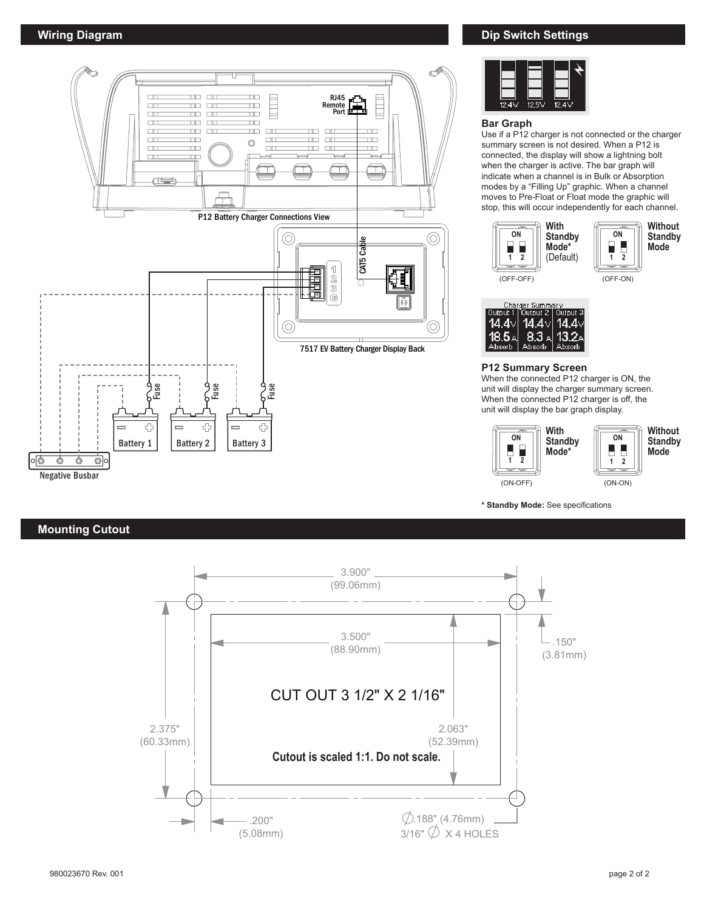## Wiring Diagram

RJ45 Remote Port

P12 Battery Charger Connections View

CAT5 Cable

1
2
3
G

7517 EV Battery Charger Display Back

Fuse

Fuse

Fuse

Battery 1

Battery 2

Battery 3

Negative Busbar

## Dip Switch Settings

12.4V 12.5V 12.4V

### Bar Graph

Use if a P12 charger is not connected or the charger summary screen is not desired. When a P12 is connected, the display will show a lightning bolt when the charger is active. The bar graph will indicate when a channel is in Bulk or Absorption modes by a "Filling Up" graphic. When a channel moves to Pre-Float or Float mode the graphic will stop, this will occur independently for each channel.

ON
1 2

**With Standby Mode*** (Default)

(OFF-OFF)

ON
1 2

**Without Standby Mode**

(OFF-ON)

Charger Summary
Output 1 | Output 2 | Output 3
14.4V 14.4V 14.4V
18.5A 8.3A 13.2A
Absorb Absorb Absorb

### P12 Summary Screen

When the connected P12 charger is ON, the unit will display the charger summary screen. When the connected P12 charger is off, the unit will display the bar graph display.

ON
1 2

**With Standby Mode***

(ON-OFF)

ON
1 2

**Without Standby Mode**

(ON-ON)

**\* Standby Mode:** See specifications

## Mounting Cutout

3.900"
(99.06mm)

3.500"
(88.90mm)

.150"
(3.81mm)

CUT OUT 3 1/2" X 2 1/16"

2.375"
(60.33mm)

2.063"
(52.39mm)

**Cutout is scaled 1:1. Do not scale.**

.200"
(5.08mm)

∅.188" (4.76mm)
3/16" ∅ X 4 HOLES

980023670 Rev. 001